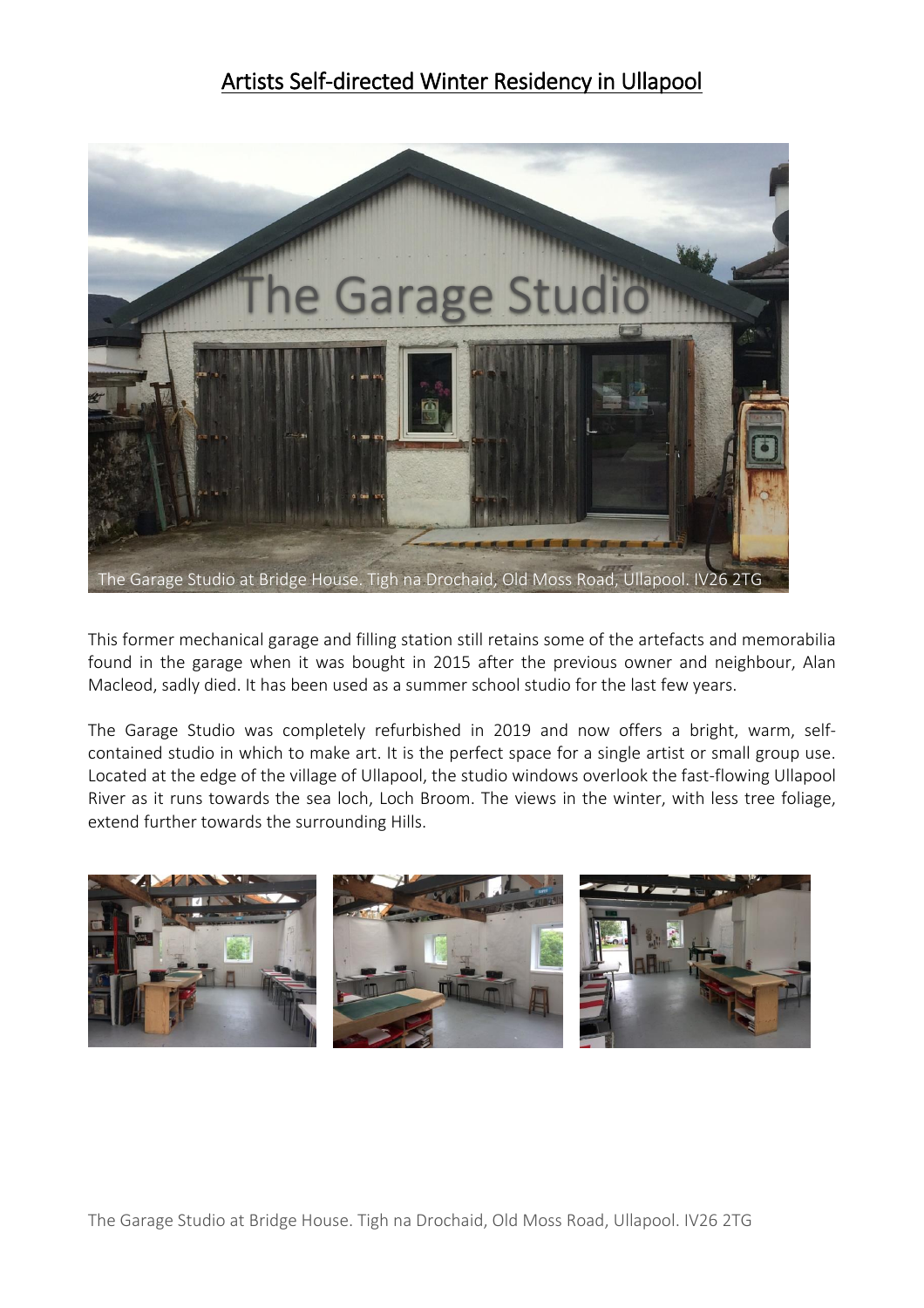# Artists Self-directed Winter Residency in Ullapool

The Garage Studio at Bridge House. Tigh na Drochaid, Old Moss Road, Ullapool. IV26 2TG

This former mechanical garage and filling station still retains some of the artefacts and memorabilia found in the garage when it was bought in 2015 after the previous owner and neighbour, Alan Macleod, sadly died. It has been used as a summer school studio for the last few years.

The Garage Studio was completely refurbished in 2019 and now offers a bright, warm, self-contained studio in which to make art. It is the perfect space for a single artist or small group use. Located at the edge of the village of Ullapool, the studio windows overlook the fast-flowing Ullapool River as it runs towards the sea loch, Loch Broom. The views in the winter, with less tree foliage, extend further towards the surrounding Hills.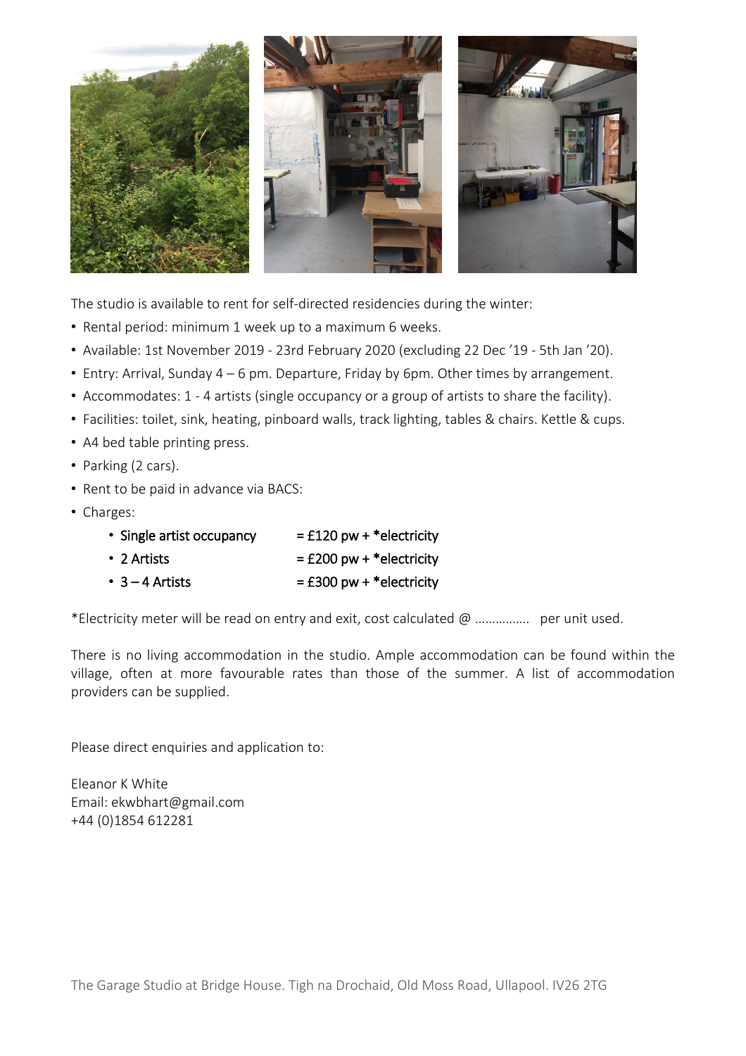The studio is available to rent for self-directed residencies during the winter:

- Rental period: minimum 1 week up to a maximum 6 weeks.
- Available: 1st November 2019 - 23rd February 2020 (excluding 22 Dec '19 - 5th Jan '20).
- Entry: Arrival, Sunday 4 – 6 pm. Departure, Friday by 6pm. Other times by arrangement.
- Accommodates: 1 - 4 artists (single occupancy or a group of artists to share the facility).
- Facilities: toilet, sink, heating, pinboard walls, track lighting, tables & chairs. Kettle & cups.
- A4 bed table printing press.
- Parking (2 cars).
- Rent to be paid in advance via BACS:
- Charges:
    - Single artist occupancy = £120 pw + *electricity
    - 2 Artists = £200 pw + *electricity
    - 3 – 4 Artists = £300 pw + *electricity

*Electricity meter will be read on entry and exit, cost calculated @ ……………. per unit used.

There is no living accommodation in the studio. Ample accommodation can be found within the village, often at more favourable rates than those of the summer. A list of accommodation providers can be supplied.

Please direct enquiries and application to:

Eleanor K White
Email: ekwbhart@gmail.com
+44 (0)1854 612281

The Garage Studio at Bridge House. Tigh na Drochaid, Old Moss Road, Ullapool. IV26 2TG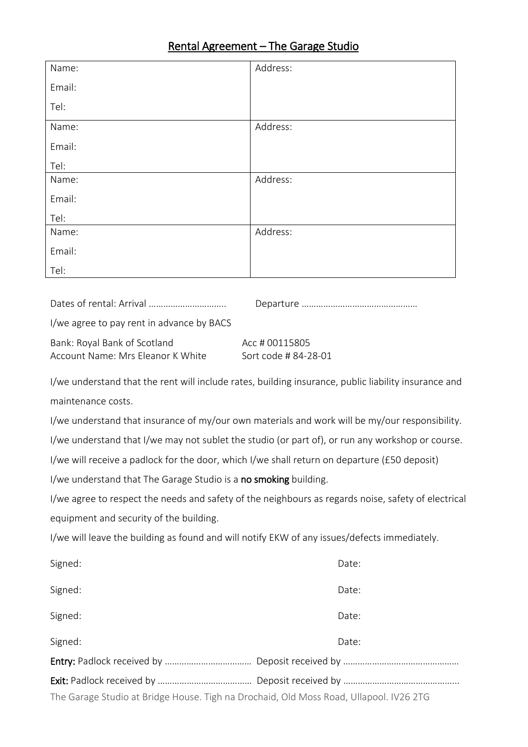# Rental Agreement – The Garage Studio

| | |
|---|---|
| Name:<br>Email:<br>Tel: | Address: |
| Name:<br>Email:<br>Tel: | Address: |
| Name:<br>Email:<br>Tel: | Address: |
| Name:<br>Email:<br>Tel: | Address: |

Dates of rental: Arrival ………………………….. Departure ………………………………………

I/we agree to pay rent in advance by BACS

Bank: Royal Bank of Scotland Acc # 00115805
Account Name: Mrs Eleanor K White Sort code # 84-28-01

I/we understand that the rent will include rates, building insurance, public liability insurance and maintenance costs.

I/we understand that insurance of my/our own materials and work will be my/our responsibility.

I/we understand that I/we may not sublet the studio (or part of), or run any workshop or course.

I/we will receive a padlock for the door, which I/we shall return on departure (£50 deposit)

I/we understand that The Garage Studio is a **no smoking** building.

I/we agree to respect the needs and safety of the neighbours as regards noise, safety of electrical equipment and security of the building.

I/we will leave the building as found and will notify EKW of any issues/defects immediately.

Signed: Date:

Signed: Date:

Signed: Date:

Signed: Date:

**Entry:** Padlock received by ……………………………… Deposit received by …………………………………………

**Exit:** Padlock received by ………………………………… Deposit received by …………………………………………..

The Garage Studio at Bridge House. Tigh na Drochaid, Old Moss Road, Ullapool. IV26 2TG